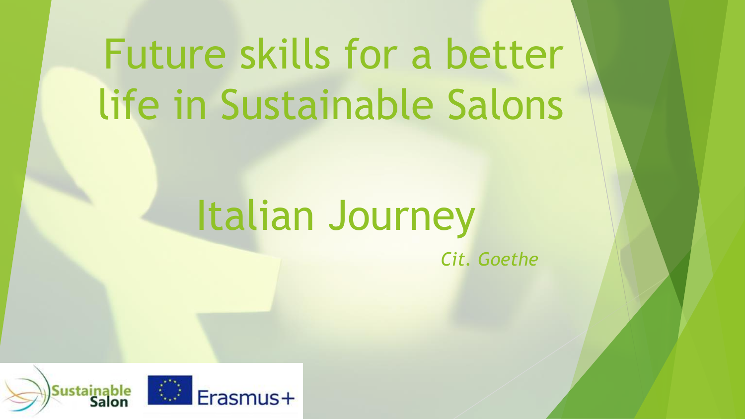# Future skills for a better life in Sustainable Salons

## Italian Journey

*Cit. Goethe*

Sustainable Salon

Erasmus+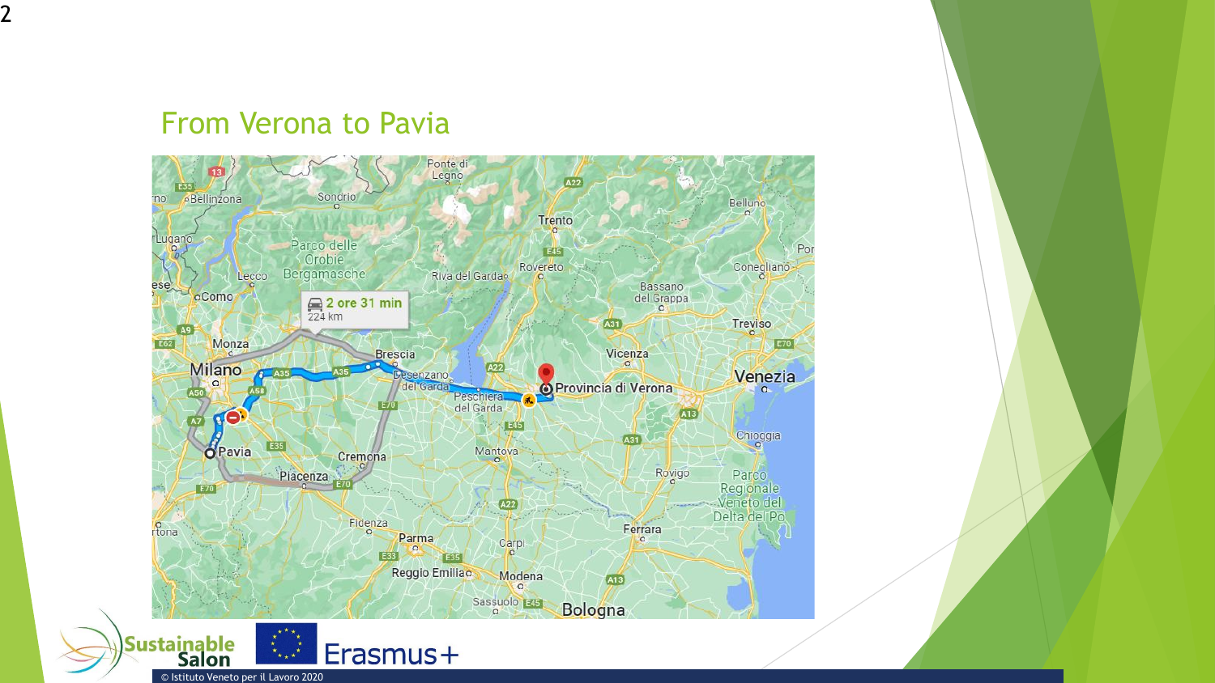## From Verona to Pavia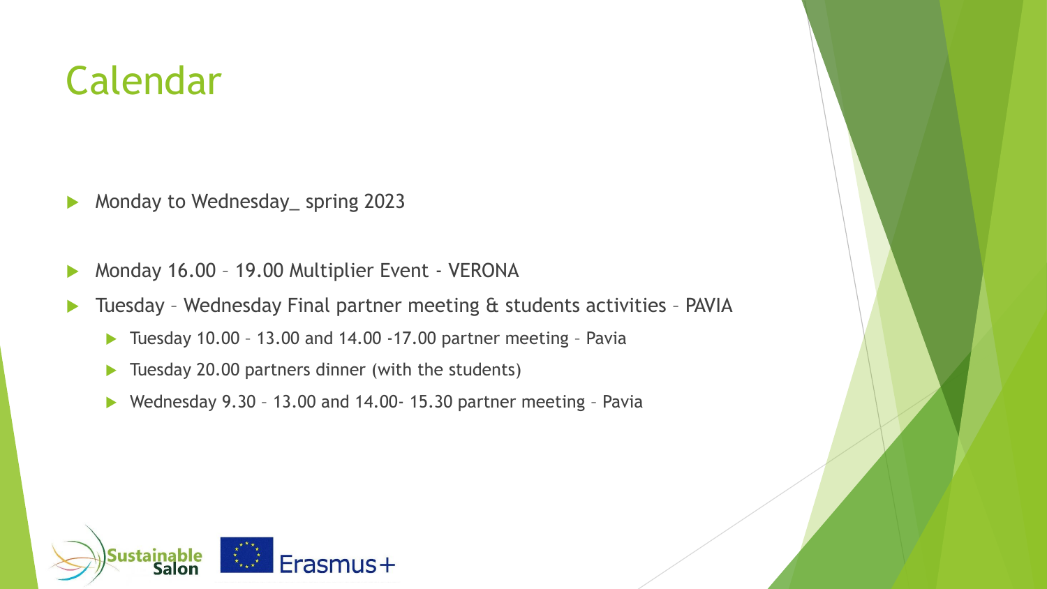# Calendar

- Monday to Wednesday_ spring 2023
- Monday 16.00 – 19.00 Multiplier Event - VERONA
- Tuesday – Wednesday Final partner meeting & students activities – PAVIA
  - Tuesday 10.00 – 13.00 and 14.00 -17.00 partner meeting – Pavia
  - Tuesday 20.00 partners dinner (with the students)
  - Wednesday 9.30 – 13.00 and 14.00- 15.30 partner meeting – Pavia

Sustainable Salon   Erasmus+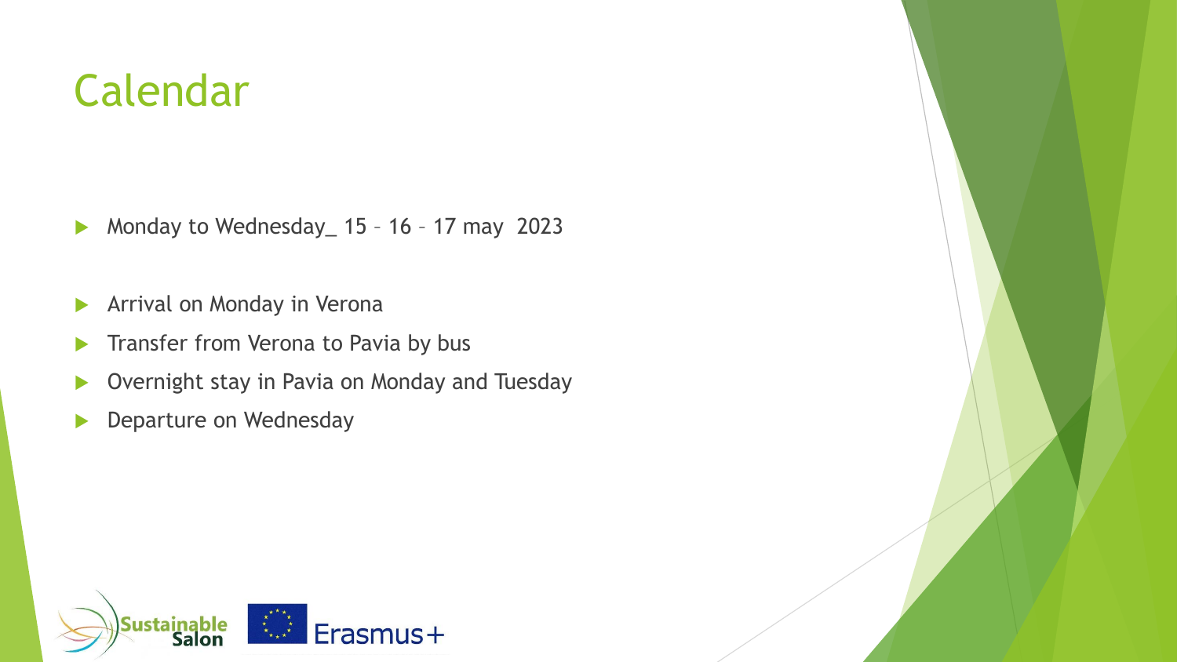# Calendar

- Monday to Wednesday_ 15 – 16 – 17 may  2023

- Arrival on Monday in Verona
- Transfer from Verona to Pavia by bus
- Overnight stay in Pavia on Monday and Tuesday
- Departure on Wednesday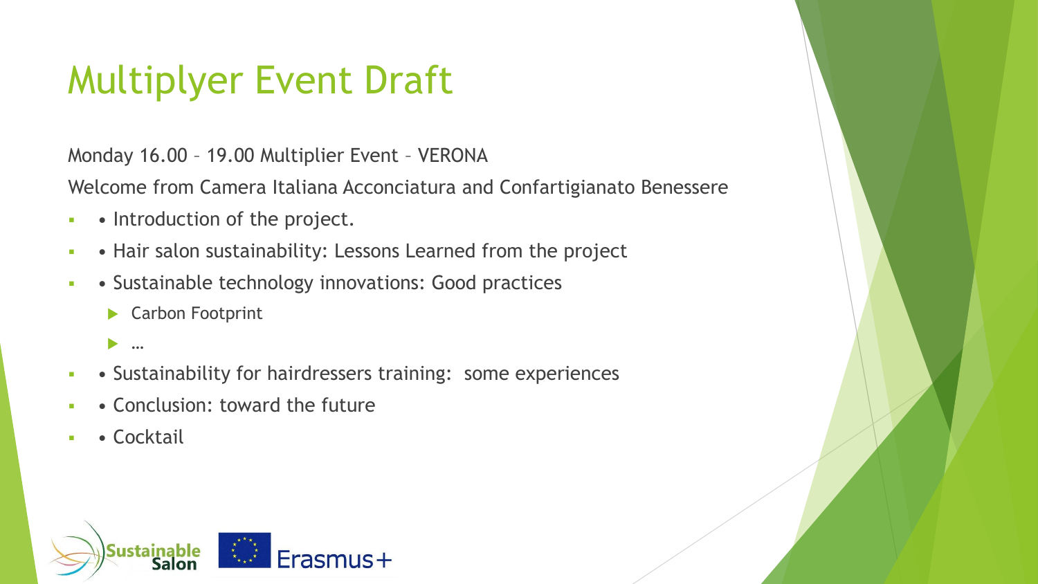# Multiplyer Event Draft

Monday 16.00 – 19.00 Multiplier Event – VERONA

Welcome from Camera Italiana Acconciatura and Confartigianato Benessere

- • Introduction of the project.
- • Hair salon sustainability: Lessons Learned from the project
- • Sustainable technology innovations: Good practices
  - Carbon Footprint
  - …
- • Sustainability for hairdressers training: some experiences
- • Conclusion: toward the future
- • Cocktail

Sustainable Salon

Erasmus+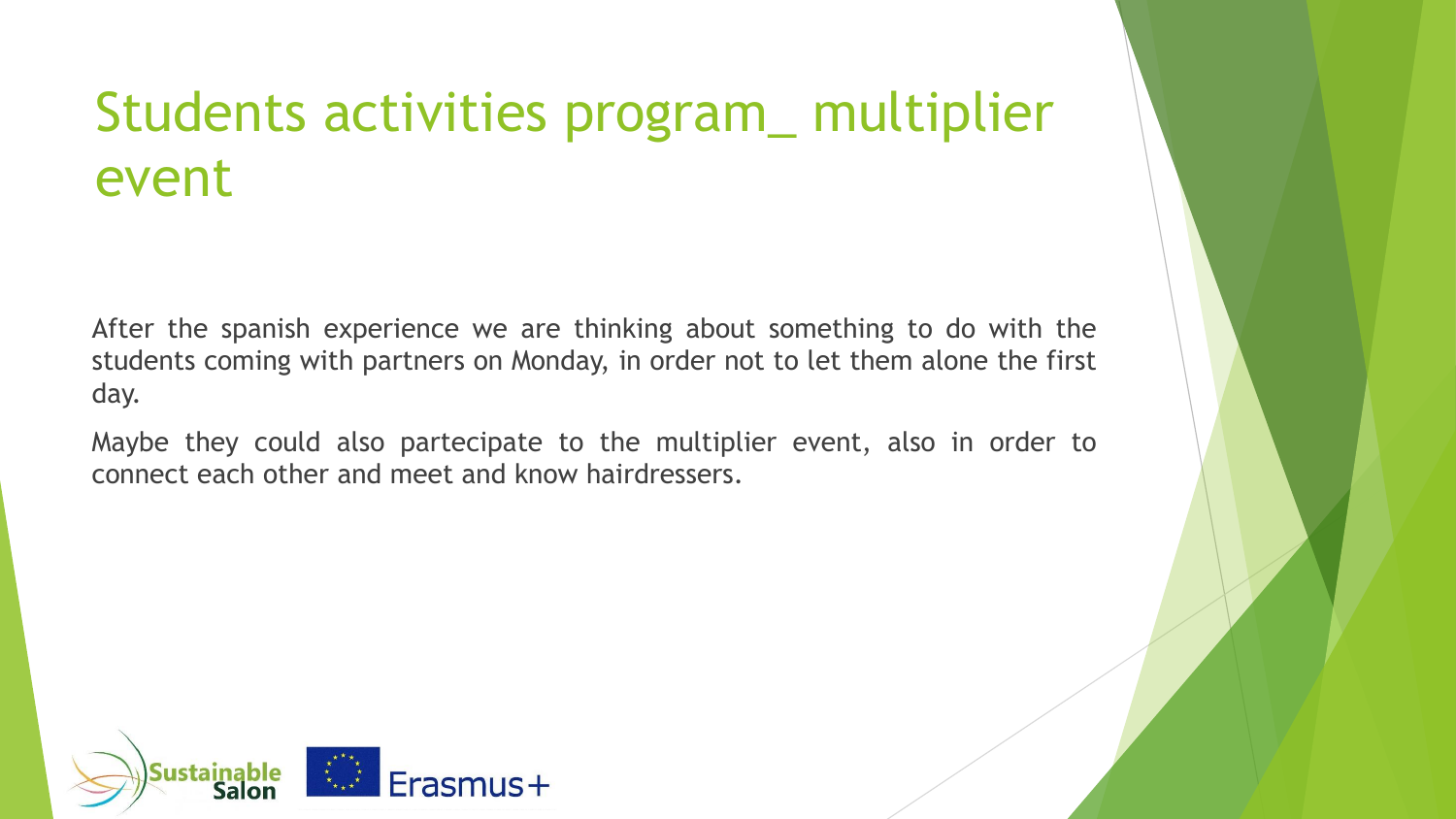# Students activities program_ multiplier event

After the spanish experience we are thinking about something to do with the students coming with partners on Monday, in order not to let them alone the first day.

Maybe they could also partecipate to the multiplier event, also in order to connect each other and meet and know hairdressers.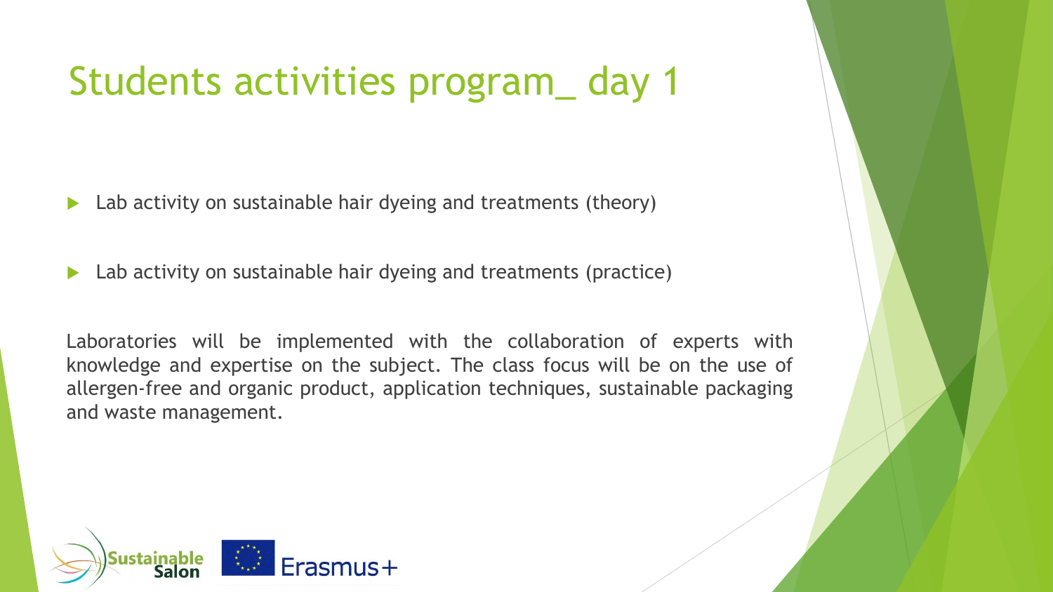# Students activities program_ day 1

- Lab activity on sustainable hair dyeing and treatments (theory)
- Lab activity on sustainable hair dyeing and treatments (practice)

Laboratories will be implemented with the collaboration of experts with knowledge and expertise on the subject. The class focus will be on the use of allergen-free and organic product, application techniques, sustainable packaging and waste management.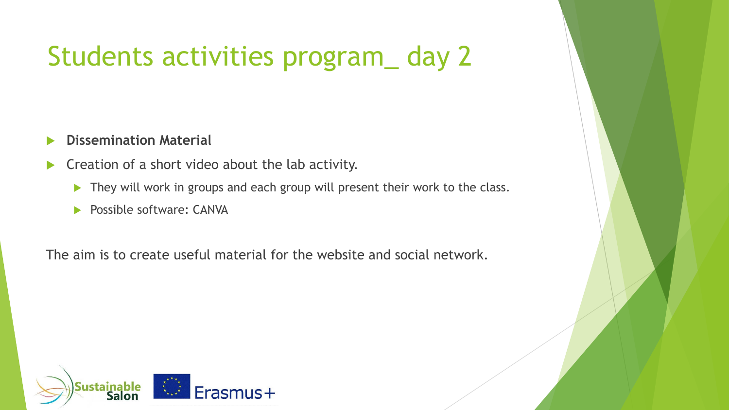# Students activities program_ day 2

- **Dissemination Material**
- Creation of a short video about the lab activity.
  - They will work in groups and each group will present their work to the class.
  - Possible software: CANVA

The aim is to create useful material for the website and social network.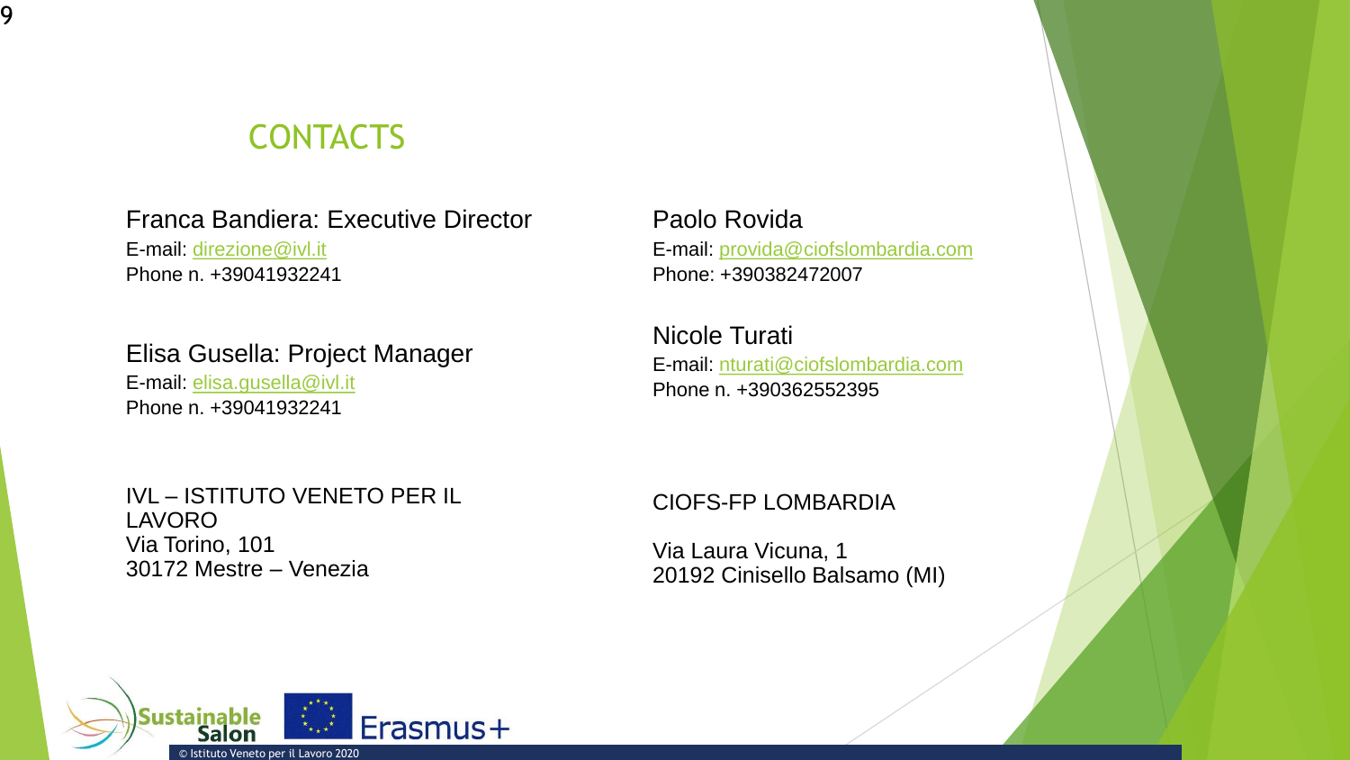## CONTACTS

Franca Bandiera: Executive Director
E-mail: direzione@ivl.it
Phone n. +39041932241

Elisa Gusella: Project Manager
E-mail: elisa.gusella@ivl.it
Phone n. +39041932241

IVL – ISTITUTO VENETO PER IL LAVORO
Via Torino, 101
30172 Mestre – Venezia

Paolo Rovida
E-mail: provida@ciofslombardia.com
Phone: +390382472007

Nicole Turati
E-mail: nturati@ciofslombardia.com
Phone n. +390362552395

CIOFS-FP LOMBARDIA

Via Laura Vicuna, 1
20192 Cinisello Balsamo (MI)

Sustainable Salon

Erasmus+

© Istituto Veneto per il Lavoro 2020